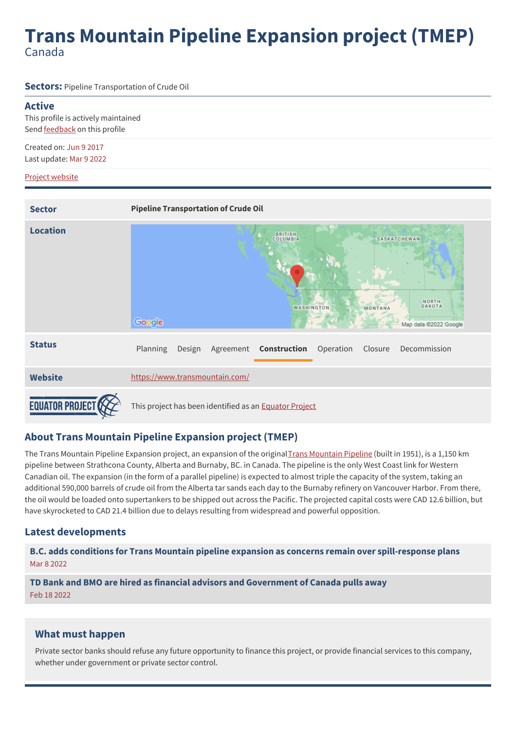# Trans Mountain Pipeline Expansion project (TMEP)

Canada

**Sectors:** Pipeline Transportation of Crude Oil

## Active

This profile is actively maintained

Send feedback on this profile

Created on: Jun 9 2017

Last update: Mar 9 2022

Project website

| | |
|---|---|
| **Sector** | **Pipeline Transportation of Crude Oil** |
| **Location** | |
| **Status** | Planning Design Agreement **Construction** Operation Closure Decommission |
| **Website** | https://www.transmountain.com/ |
| EQUATOR PROJECT | This project has been identified as an Equator Project |

## About Trans Mountain Pipeline Expansion project (TMEP)

The Trans Mountain Pipeline Expansion project, an expansion of the original Trans Mountain Pipeline (built in 1951), is a 1,150 km pipeline between Strathcona County, Alberta and Burnaby, BC. in Canada. The pipeline is the only West Coast link for Western Canadian oil. The expansion (in the form of a parallel pipeline) is expected to almost triple the capacity of the system, taking an additional 590,000 barrels of crude oil from the Alberta tar sands each day to the Burnaby refinery on Vancouver Harbor. From there, the oil would be loaded onto supertankers to be shipped out across the Pacific. The projected capital costs were CAD 12.6 billion, but have skyrocketed to CAD 21.4 billion due to delays resulting from widespread and powerful opposition.

## Latest developments

**B.C. adds conditions for Trans Mountain pipeline expansion as concerns remain over spill-response plans**

Mar 8 2022

**TD Bank and BMO are hired as financial advisors and Government of Canada pulls away**

Feb 18 2022

### What must happen

Private sector banks should refuse any future opportunity to finance this project, or provide financial services to this company, whether under government or private sector control.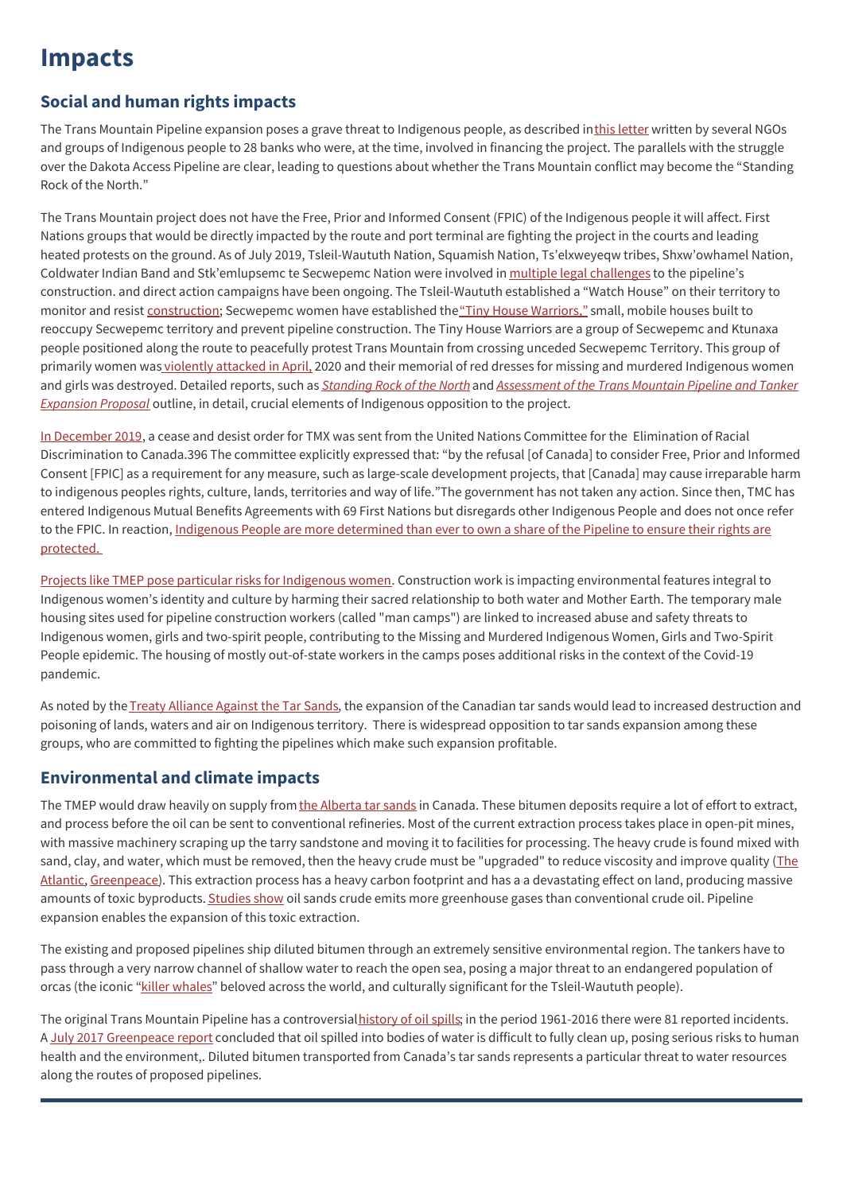# Impacts

## Social and human rights impacts

The Trans Mountain Pipeline expansion poses a grave threat to Indigenous people, as described in this letter written by several NGOs and groups of Indigenous people to 28 banks who were, at the time, involved in financing the project. The parallels with the struggle over the Dakota Access Pipeline are clear, leading to questions about whether the Trans Mountain conflict may become the "Standing Rock of the North."

The Trans Mountain project does not have the Free, Prior and Informed Consent (FPIC) of the Indigenous people it will affect. First Nations groups that would be directly impacted by the route and port terminal are fighting the project in the courts and leading heated protests on the ground. As of July 2019, Tsleil-Waututh Nation, Squamish Nation, Ts'elxweyeqw tribes, Shxw'owhamel Nation, Coldwater Indian Band and Stk'emlupsemc te Secwepemc Nation were involved in multiple legal challenges to the pipeline's construction. and direct action campaigns have been ongoing. The Tsleil-Waututh established a "Watch House" on their territory to monitor and resist construction; Secwepemc women have established the "Tiny House Warriors," small, mobile houses built to reoccupy Secwepemc territory and prevent pipeline construction. The Tiny House Warriors are a group of Secwepemc and Ktunaxa people positioned along the route to peacefully protest Trans Mountain from crossing unceded Secwepemc Territory. This group of primarily women was violently attacked in April, 2020 and their memorial of red dresses for missing and murdered Indigenous women and girls was destroyed. Detailed reports, such as *Standing Rock of the North* and *Assessment of the Trans Mountain Pipeline and Tanker Expansion Proposal* outline, in detail, crucial elements of Indigenous opposition to the project.

In December 2019, a cease and desist order for TMX was sent from the United Nations Committee for the Elimination of Racial Discrimination to Canada.396 The committee explicitly expressed that: "by the refusal [of Canada] to consider Free, Prior and Informed Consent [FPIC] as a requirement for any measure, such as large-scale development projects, that [Canada] may cause irreparable harm to indigenous peoples rights, culture, lands, territories and way of life."The government has not taken any action. Since then, TMC has entered Indigenous Mutual Benefits Agreements with 69 First Nations but disregards other Indigenous People and does not once refer to the FPIC. In reaction, Indigenous People are more determined than ever to own a share of the Pipeline to ensure their rights are protected.

Projects like TMEP pose particular risks for Indigenous women. Construction work is impacting environmental features integral to Indigenous women's identity and culture by harming their sacred relationship to both water and Mother Earth. The temporary male housing sites used for pipeline construction workers (called "man camps") are linked to increased abuse and safety threats to Indigenous women, girls and two-spirit people, contributing to the Missing and Murdered Indigenous Women, Girls and Two-Spirit People epidemic. The housing of mostly out-of-state workers in the camps poses additional risks in the context of the Covid-19 pandemic.

As noted by the Treaty Alliance Against the Tar Sands, the expansion of the Canadian tar sands would lead to increased destruction and poisoning of lands, waters and air on Indigenous territory. There is widespread opposition to tar sands expansion among these groups, who are committed to fighting the pipelines which make such expansion profitable.

## Environmental and climate impacts

The TMEP would draw heavily on supply from the Alberta tar sands in Canada. These bitumen deposits require a lot of effort to extract, and process before the oil can be sent to conventional refineries. Most of the current extraction process takes place in open-pit mines, with massive machinery scraping up the tarry sandstone and moving it to facilities for processing. The heavy crude is found mixed with sand, clay, and water, which must be removed, then the heavy crude must be "upgraded" to reduce viscosity and improve quality (The Atlantic, Greenpeace). This extraction process has a heavy carbon footprint and has a a devastating effect on land, producing massive amounts of toxic byproducts. Studies show oil sands crude emits more greenhouse gases than conventional crude oil. Pipeline expansion enables the expansion of this toxic extraction.

The existing and proposed pipelines ship diluted bitumen through an extremely sensitive environmental region. The tankers have to pass through a very narrow channel of shallow water to reach the open sea, posing a major threat to an endangered population of orcas (the iconic "killer whales" beloved across the world, and culturally significant for the Tsleil-Waututh people).

The original Trans Mountain Pipeline has a controversial history of oil spills; in the period 1961-2016 there were 81 reported incidents. A July 2017 Greenpeace report concluded that oil spilled into bodies of water is difficult to fully clean up, posing serious risks to human health and the environment,. Diluted bitumen transported from Canada's tar sands represents a particular threat to water resources along the routes of proposed pipelines.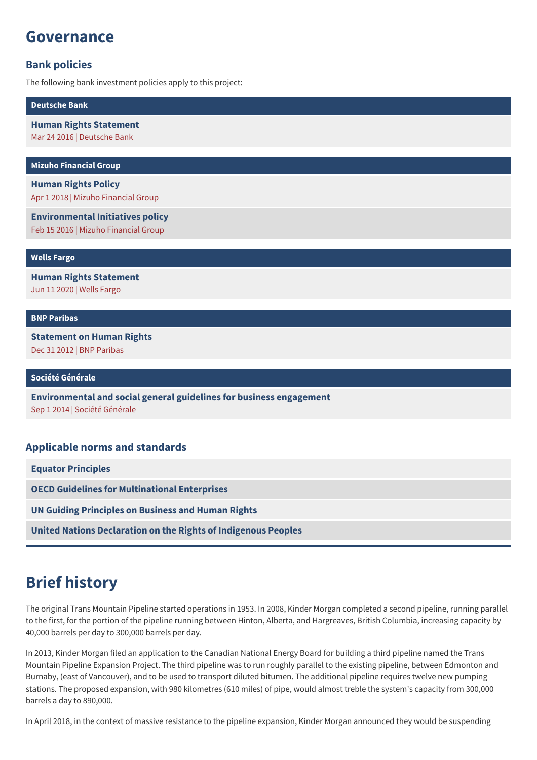# Governance

## Bank policies

The following bank investment policies apply to this project:

### Deutsche Bank

**Human Rights Statement**
Mar 24 2016 | Deutsche Bank

### Mizuho Financial Group

**Human Rights Policy**
Apr 1 2018 | Mizuho Financial Group

**Environmental Initiatives policy**
Feb 15 2016 | Mizuho Financial Group

### Wells Fargo

**Human Rights Statement**
Jun 11 2020 | Wells Fargo

### BNP Paribas

**Statement on Human Rights**
Dec 31 2012 | BNP Paribas

### Société Générale

**Environmental and social general guidelines for business engagement**
Sep 1 2014 | Société Générale

## Applicable norms and standards

- **Equator Principles**
- **OECD Guidelines for Multinational Enterprises**
- **UN Guiding Principles on Business and Human Rights**
- **United Nations Declaration on the Rights of Indigenous Peoples**

# Brief history

The original Trans Mountain Pipeline started operations in 1953. In 2008, Kinder Morgan completed a second pipeline, running parallel to the first, for the portion of the pipeline running between Hinton, Alberta, and Hargreaves, British Columbia, increasing capacity by 40,000 barrels per day to 300,000 barrels per day.

In 2013, Kinder Morgan filed an application to the Canadian National Energy Board for building a third pipeline named the Trans Mountain Pipeline Expansion Project. The third pipeline was to run roughly parallel to the existing pipeline, between Edmonton and Burnaby, (east of Vancouver), and to be used to transport diluted bitumen. The additional pipeline requires twelve new pumping stations. The proposed expansion, with 980 kilometres (610 miles) of pipe, would almost treble the system's capacity from 300,000 barrels a day to 890,000.

In April 2018, in the context of massive resistance to the pipeline expansion, Kinder Morgan announced they would be suspending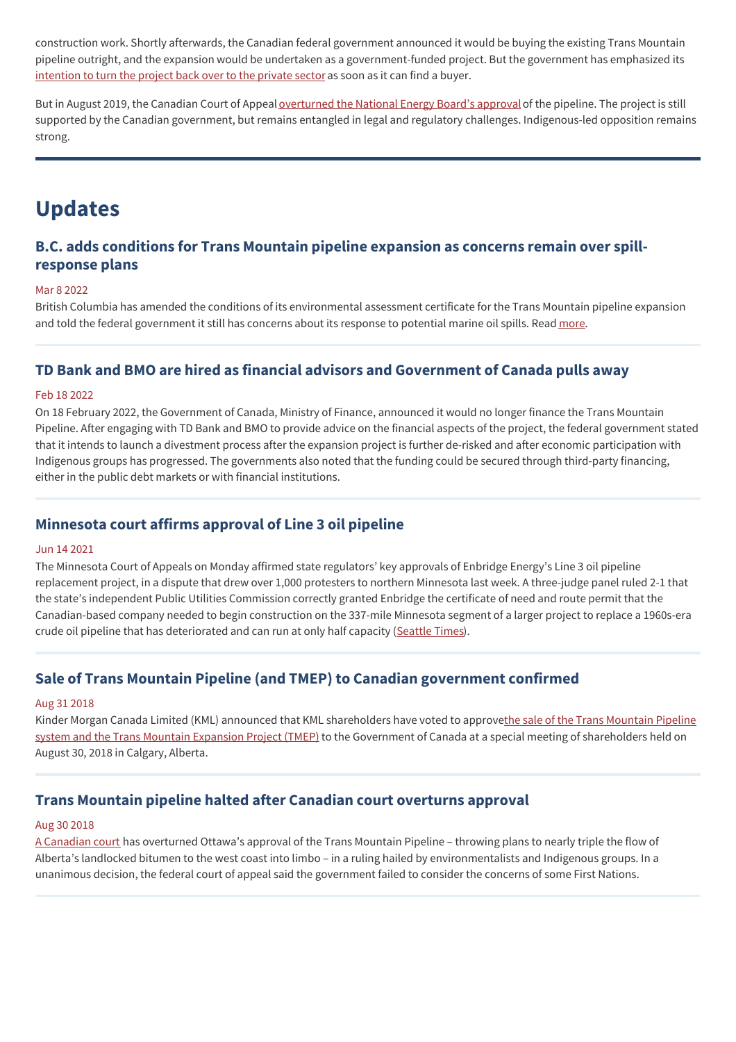construction work. Shortly afterwards, the Canadian federal government announced it would be buying the existing Trans Mountain pipeline outright, and the expansion would be undertaken as a government-funded project. But the government has emphasized its intention to turn the project back over to the private sector as soon as it can find a buyer.

But in August 2019, the Canadian Court of Appeal overturned the National Energy Board's approval of the pipeline. The project is still supported by the Canadian government, but remains entangled in legal and regulatory challenges. Indigenous-led opposition remains strong.

---

## Updates

### B.C. adds conditions for Trans Mountain pipeline expansion as concerns remain over spill-response plans

Mar 8 2022

British Columbia has amended the conditions of its environmental assessment certificate for the Trans Mountain pipeline expansion and told the federal government it still has concerns about its response to potential marine oil spills. Read more.

### TD Bank and BMO are hired as financial advisors and Government of Canada pulls away

Feb 18 2022

On 18 February 2022, the Government of Canada, Ministry of Finance, announced it would no longer finance the Trans Mountain Pipeline. After engaging with TD Bank and BMO to provide advice on the financial aspects of the project, the federal government stated that it intends to launch a divestment process after the expansion project is further de-risked and after economic participation with Indigenous groups has progressed. The governments also noted that the funding could be secured through third-party financing, either in the public debt markets or with financial institutions.

### Minnesota court affirms approval of Line 3 oil pipeline

Jun 14 2021

The Minnesota Court of Appeals on Monday affirmed state regulators' key approvals of Enbridge Energy's Line 3 oil pipeline replacement project, in a dispute that drew over 1,000 protesters to northern Minnesota last week. A three-judge panel ruled 2-1 that the state's independent Public Utilities Commission correctly granted Enbridge the certificate of need and route permit that the Canadian-based company needed to begin construction on the 337-mile Minnesota segment of a larger project to replace a 1960s-era crude oil pipeline that has deteriorated and can run at only half capacity (Seattle Times).

### Sale of Trans Mountain Pipeline (and TMEP) to Canadian government confirmed

Aug 31 2018

Kinder Morgan Canada Limited (KML) announced that KML shareholders have voted to approve the sale of the Trans Mountain Pipeline system and the Trans Mountain Expansion Project (TMEP) to the Government of Canada at a special meeting of shareholders held on August 30, 2018 in Calgary, Alberta.

### Trans Mountain pipeline halted after Canadian court overturns approval

Aug 30 2018

A Canadian court has overturned Ottawa's approval of the Trans Mountain Pipeline – throwing plans to nearly triple the flow of Alberta's landlocked bitumen to the west coast into limbo – in a ruling hailed by environmentalists and Indigenous groups. In a unanimous decision, the federal court of appeal said the government failed to consider the concerns of some First Nations.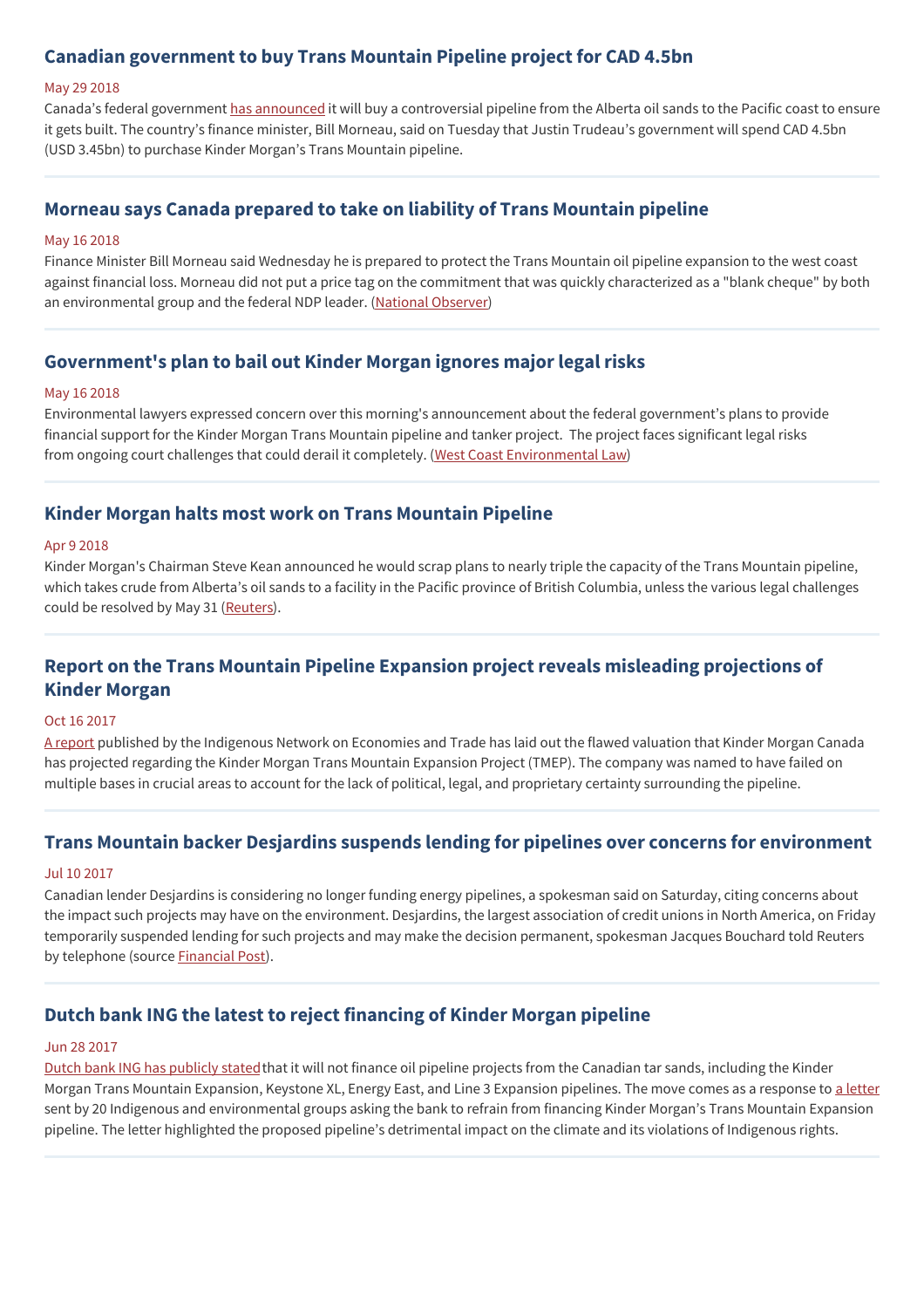## Canadian government to buy Trans Mountain Pipeline project for CAD 4.5bn

May 29 2018

Canada's federal government has announced it will buy a controversial pipeline from the Alberta oil sands to the Pacific coast to ensure it gets built. The country's finance minister, Bill Morneau, said on Tuesday that Justin Trudeau's government will spend CAD 4.5bn (USD 3.45bn) to purchase Kinder Morgan's Trans Mountain pipeline.

---

## Morneau says Canada prepared to take on liability of Trans Mountain pipeline

May 16 2018

Finance Minister Bill Morneau said Wednesday he is prepared to protect the Trans Mountain oil pipeline expansion to the west coast against financial loss. Morneau did not put a price tag on the commitment that was quickly characterized as a "blank cheque" by both an environmental group and the federal NDP leader. (National Observer)

---

## Government's plan to bail out Kinder Morgan ignores major legal risks

May 16 2018

Environmental lawyers expressed concern over this morning's announcement about the federal government's plans to provide financial support for the Kinder Morgan Trans Mountain pipeline and tanker project. The project faces significant legal risks from ongoing court challenges that could derail it completely. (West Coast Environmental Law)

---

## Kinder Morgan halts most work on Trans Mountain Pipeline

Apr 9 2018

Kinder Morgan's Chairman Steve Kean announced he would scrap plans to nearly triple the capacity of the Trans Mountain pipeline, which takes crude from Alberta's oil sands to a facility in the Pacific province of British Columbia, unless the various legal challenges could be resolved by May 31 (Reuters).

---

## Report on the Trans Mountain Pipeline Expansion project reveals misleading projections of Kinder Morgan

Oct 16 2017

A report published by the Indigenous Network on Economies and Trade has laid out the flawed valuation that Kinder Morgan Canada has projected regarding the Kinder Morgan Trans Mountain Expansion Project (TMEP). The company was named to have failed on multiple bases in crucial areas to account for the lack of political, legal, and proprietary certainty surrounding the pipeline.

---

## Trans Mountain backer Desjardins suspends lending for pipelines over concerns for environment

Jul 10 2017

Canadian lender Desjardins is considering no longer funding energy pipelines, a spokesman said on Saturday, citing concerns about the impact such projects may have on the environment. Desjardins, the largest association of credit unions in North America, on Friday temporarily suspended lending for such projects and may make the decision permanent, spokesman Jacques Bouchard told Reuters by telephone (source Financial Post).

---

## Dutch bank ING the latest to reject financing of Kinder Morgan pipeline

Jun 28 2017

Dutch bank ING has publicly stated that it will not finance oil pipeline projects from the Canadian tar sands, including the Kinder Morgan Trans Mountain Expansion, Keystone XL, Energy East, and Line 3 Expansion pipelines. The move comes as a response to a letter sent by 20 Indigenous and environmental groups asking the bank to refrain from financing Kinder Morgan's Trans Mountain Expansion pipeline. The letter highlighted the proposed pipeline's detrimental impact on the climate and its violations of Indigenous rights.

---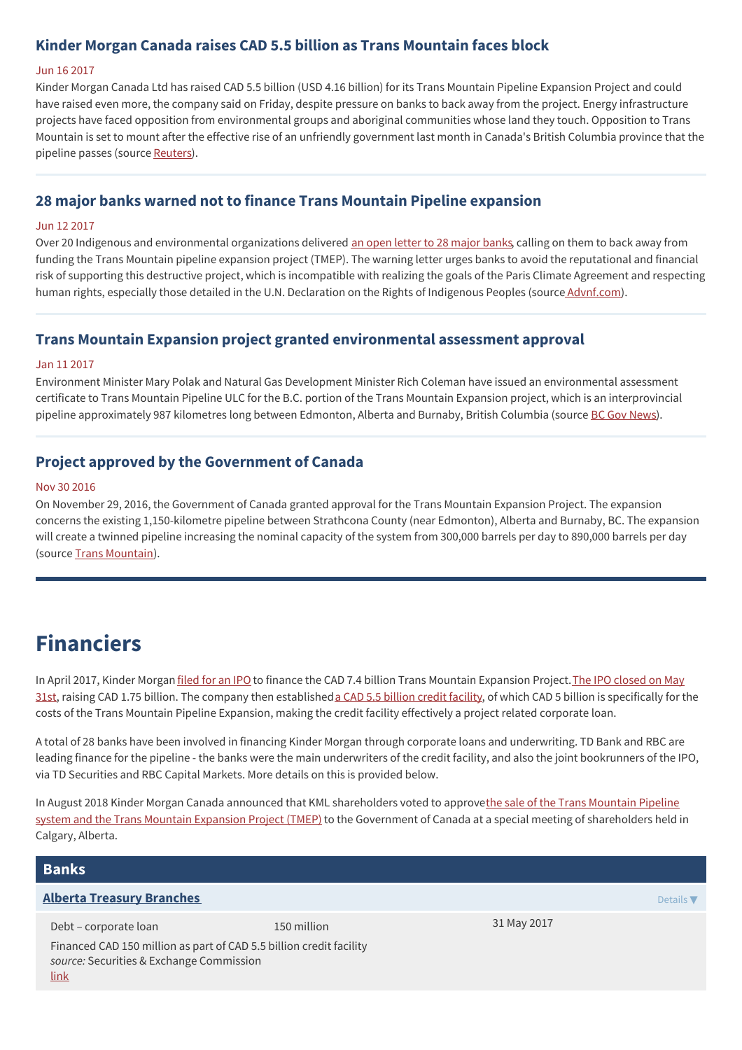### Kinder Morgan Canada raises CAD 5.5 billion as Trans Mountain faces block

Jun 16 2017

Kinder Morgan Canada Ltd has raised CAD 5.5 billion (USD 4.16 billion) for its Trans Mountain Pipeline Expansion Project and could have raised even more, the company said on Friday, despite pressure on banks to back away from the project. Energy infrastructure projects have faced opposition from environmental groups and aboriginal communities whose land they touch. Opposition to Trans Mountain is set to mount after the effective rise of an unfriendly government last month in Canada's British Columbia province that the pipeline passes (source Reuters).

### 28 major banks warned not to finance Trans Mountain Pipeline expansion

Jun 12 2017

Over 20 Indigenous and environmental organizations delivered an open letter to 28 major banks, calling on them to back away from funding the Trans Mountain pipeline expansion project (TMEP). The warning letter urges banks to avoid the reputational and financial risk of supporting this destructive project, which is incompatible with realizing the goals of the Paris Climate Agreement and respecting human rights, especially those detailed in the U.N. Declaration on the Rights of Indigenous Peoples (source Advnf.com).

### Trans Mountain Expansion project granted environmental assessment approval

Jan 11 2017

Environment Minister Mary Polak and Natural Gas Development Minister Rich Coleman have issued an environmental assessment certificate to Trans Mountain Pipeline ULC for the B.C. portion of the Trans Mountain Expansion project, which is an interprovincial pipeline approximately 987 kilometres long between Edmonton, Alberta and Burnaby, British Columbia (source BC Gov News).

### Project approved by the Government of Canada

Nov 30 2016

On November 29, 2016, the Government of Canada granted approval for the Trans Mountain Expansion Project. The expansion concerns the existing 1,150-kilometre pipeline between Strathcona County (near Edmonton), Alberta and Burnaby, BC. The expansion will create a twinned pipeline increasing the nominal capacity of the system from 300,000 barrels per day to 890,000 barrels per day (source Trans Mountain).

# Financiers

In April 2017, Kinder Morgan filed for an IPO to finance the CAD 7.4 billion Trans Mountain Expansion Project. The IPO closed on May 31st, raising CAD 1.75 billion. The company then established a CAD 5.5 billion credit facility, of which CAD 5 billion is specifically for the costs of the Trans Mountain Pipeline Expansion, making the credit facility effectively a project related corporate loan.

A total of 28 banks have been involved in financing Kinder Morgan through corporate loans and underwriting. TD Bank and RBC are leading finance for the pipeline - the banks were the main underwriters of the credit facility, and also the joint bookrunners of the IPO, via TD Securities and RBC Capital Markets. More details on this is provided below.

In August 2018 Kinder Morgan Canada announced that KML shareholders voted to approve the sale of the Trans Mountain Pipeline system and the Trans Mountain Expansion Project (TMEP) to the Government of Canada at a special meeting of shareholders held in Calgary, Alberta.

## Banks

### Alberta Treasury Branches

Details ▼

| Debt – corporate loan | 150 million | 31 May 2017 |
|---|---|---|

Financed CAD 150 million as part of CAD 5.5 billion credit facility
*source:* Securities & Exchange Commission
link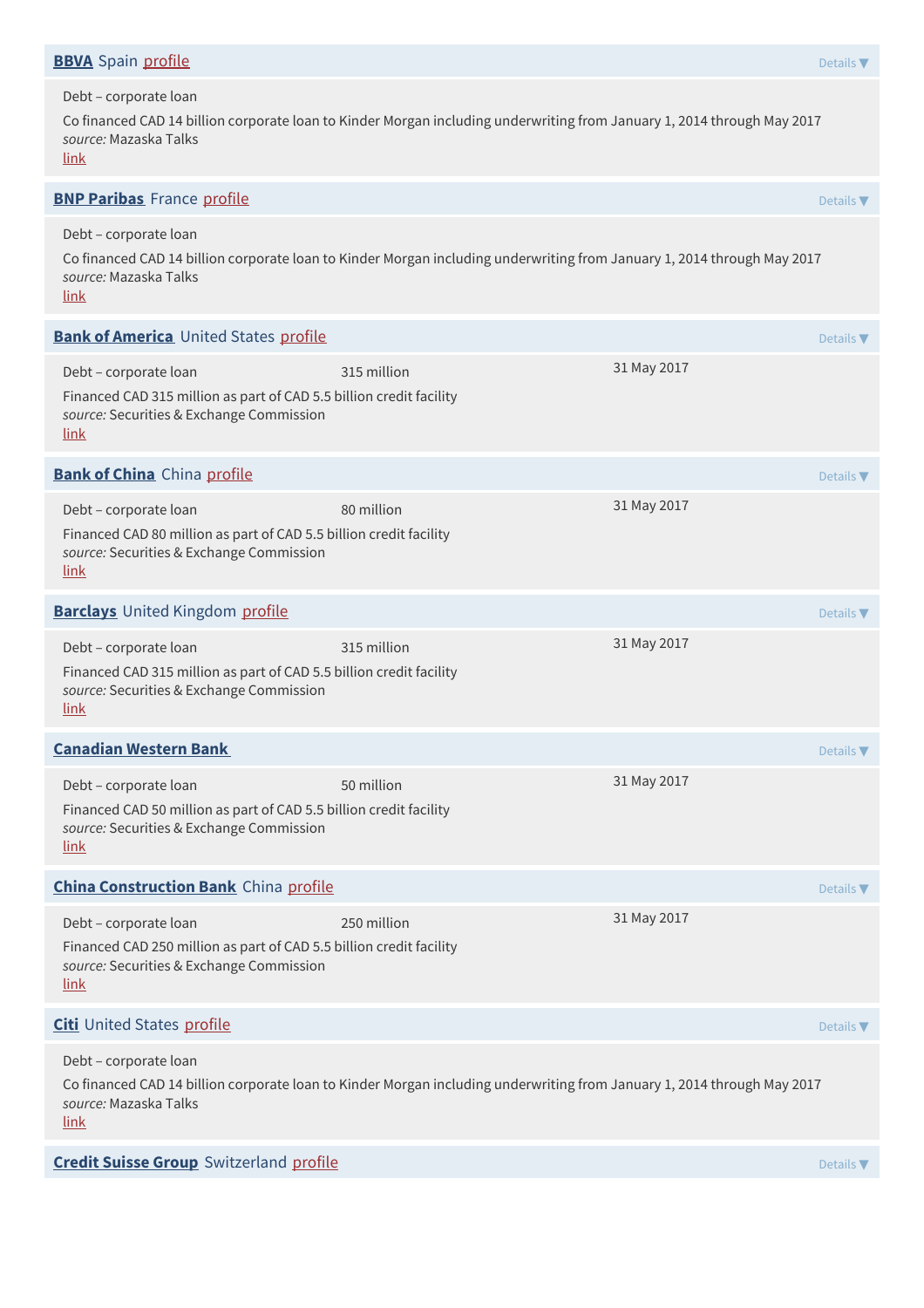**BBVA** Spain profile

Details ▼

Debt – corporate loan

Co financed CAD 14 billion corporate loan to Kinder Morgan including underwriting from January 1, 2014 through May 2017

*source:* Mazaska Talks

link

**BNP Paribas** France profile

Details ▼

Debt – corporate loan

Co financed CAD 14 billion corporate loan to Kinder Morgan including underwriting from January 1, 2014 through May 2017

*source:* Mazaska Talks

link

**Bank of America** United States profile

Details ▼

Debt – corporate loan | 315 million | 31 May 2017

Financed CAD 315 million as part of CAD 5.5 billion credit facility

*source:* Securities & Exchange Commission

link

**Bank of China** China profile

Details ▼

Debt – corporate loan | 80 million | 31 May 2017

Financed CAD 80 million as part of CAD 5.5 billion credit facility

*source:* Securities & Exchange Commission

link

**Barclays** United Kingdom profile

Details ▼

Debt – corporate loan | 315 million | 31 May 2017

Financed CAD 315 million as part of CAD 5.5 billion credit facility

*source:* Securities & Exchange Commission

link

**Canadian Western Bank**

Details ▼

Debt – corporate loan | 50 million | 31 May 2017

Financed CAD 50 million as part of CAD 5.5 billion credit facility

*source:* Securities & Exchange Commission

link

**China Construction Bank** China profile

Details ▼

Debt – corporate loan | 250 million | 31 May 2017

Financed CAD 250 million as part of CAD 5.5 billion credit facility

*source:* Securities & Exchange Commission

link

**Citi** United States profile

Details ▼

Debt – corporate loan

Co financed CAD 14 billion corporate loan to Kinder Morgan including underwriting from January 1, 2014 through May 2017

*source:* Mazaska Talks

link

**Credit Suisse Group** Switzerland profile

Details ▼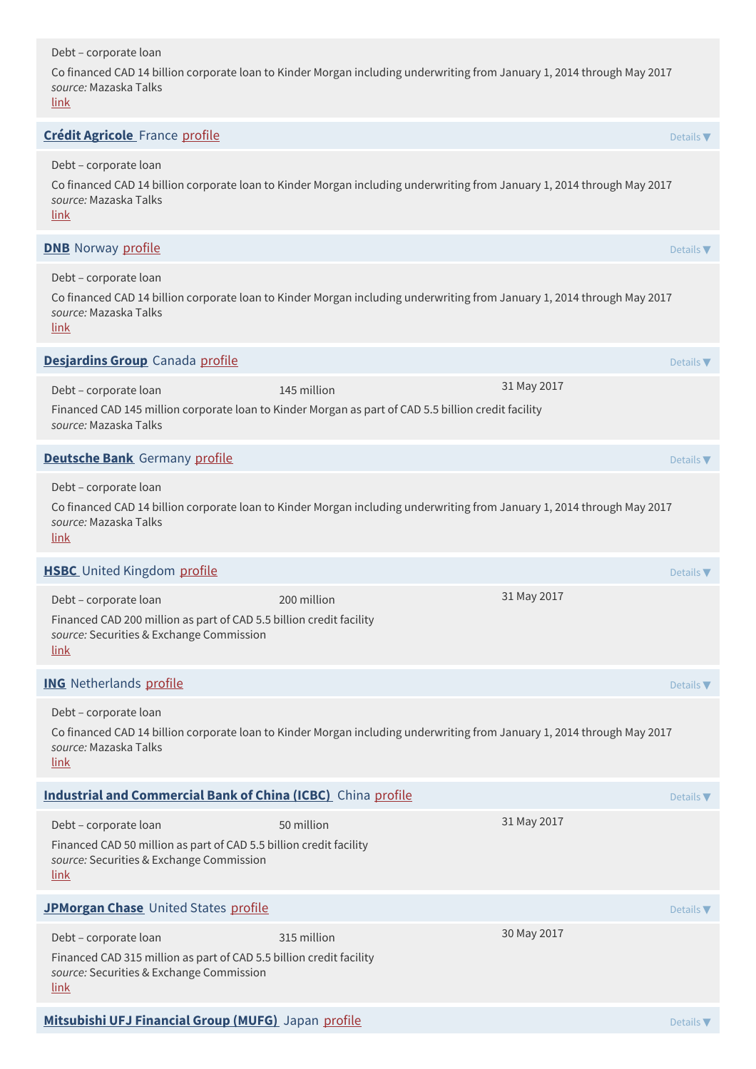Debt – corporate loan

Co financed CAD 14 billion corporate loan to Kinder Morgan including underwriting from January 1, 2014 through May 2017
*source:* Mazaska Talks
link

**Crédit Agricole** France profile

Details ▼

Debt – corporate loan

Co financed CAD 14 billion corporate loan to Kinder Morgan including underwriting from January 1, 2014 through May 2017
*source:* Mazaska Talks
link

**DNB** Norway profile

Details ▼

Debt – corporate loan

Co financed CAD 14 billion corporate loan to Kinder Morgan including underwriting from January 1, 2014 through May 2017
*source:* Mazaska Talks
link

**Desjardins Group** Canada profile

Details ▼

Debt – corporate loan | 145 million | 31 May 2017

Financed CAD 145 million corporate loan to Kinder Morgan as part of CAD 5.5 billion credit facility
*source:* Mazaska Talks

**Deutsche Bank** Germany profile

Details ▼

Debt – corporate loan

Co financed CAD 14 billion corporate loan to Kinder Morgan including underwriting from January 1, 2014 through May 2017
*source:* Mazaska Talks
link

**HSBC** United Kingdom profile

Details ▼

Debt – corporate loan | 200 million | 31 May 2017

Financed CAD 200 million as part of CAD 5.5 billion credit facility
*source:* Securities & Exchange Commission
link

**ING** Netherlands profile

Details ▼

Debt – corporate loan

Co financed CAD 14 billion corporate loan to Kinder Morgan including underwriting from January 1, 2014 through May 2017
*source:* Mazaska Talks
link

**Industrial and Commercial Bank of China (ICBC)** China profile

Details ▼

Debt – corporate loan | 50 million | 31 May 2017

Financed CAD 50 million as part of CAD 5.5 billion credit facility
*source:* Securities & Exchange Commission
link

**JPMorgan Chase** United States profile

Details ▼

Debt – corporate loan | 315 million | 30 May 2017

Financed CAD 315 million as part of CAD 5.5 billion credit facility
*source:* Securities & Exchange Commission
link

**Mitsubishi UFJ Financial Group (MUFG)** Japan profile

Details ▼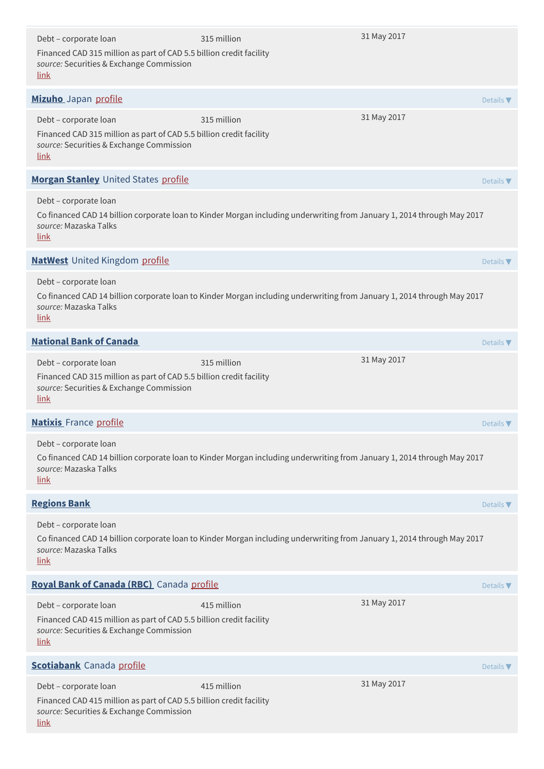Debt – corporate loan 315 million 31 May 2017

Financed CAD 315 million as part of CAD 5.5 billion credit facility
*source:* Securities & Exchange Commission
link

**Mizuho** Japan profile Details ▼

Debt – corporate loan 315 million 31 May 2017

Financed CAD 315 million as part of CAD 5.5 billion credit facility
*source:* Securities & Exchange Commission
link

**Morgan Stanley** United States profile Details ▼

Debt – corporate loan

Co financed CAD 14 billion corporate loan to Kinder Morgan including underwriting from January 1, 2014 through May 2017
*source:* Mazaska Talks
link

**NatWest** United Kingdom profile Details ▼

Debt – corporate loan

Co financed CAD 14 billion corporate loan to Kinder Morgan including underwriting from January 1, 2014 through May 2017
*source:* Mazaska Talks
link

**National Bank of Canada** Details ▼

Debt – corporate loan 315 million 31 May 2017

Financed CAD 315 million as part of CAD 5.5 billion credit facility
*source:* Securities & Exchange Commission
link

**Natixis** France profile Details ▼

Debt – corporate loan

Co financed CAD 14 billion corporate loan to Kinder Morgan including underwriting from January 1, 2014 through May 2017
*source:* Mazaska Talks
link

**Regions Bank** Details ▼

Debt – corporate loan

Co financed CAD 14 billion corporate loan to Kinder Morgan including underwriting from January 1, 2014 through May 2017
*source:* Mazaska Talks
link

**Royal Bank of Canada (RBC)** Canada profile Details ▼

Debt – corporate loan 415 million 31 May 2017

Financed CAD 415 million as part of CAD 5.5 billion credit facility
*source:* Securities & Exchange Commission
link

**Scotiabank** Canada profile Details ▼

Debt – corporate loan 415 million 31 May 2017

Financed CAD 415 million as part of CAD 5.5 billion credit facility
*source:* Securities & Exchange Commission
link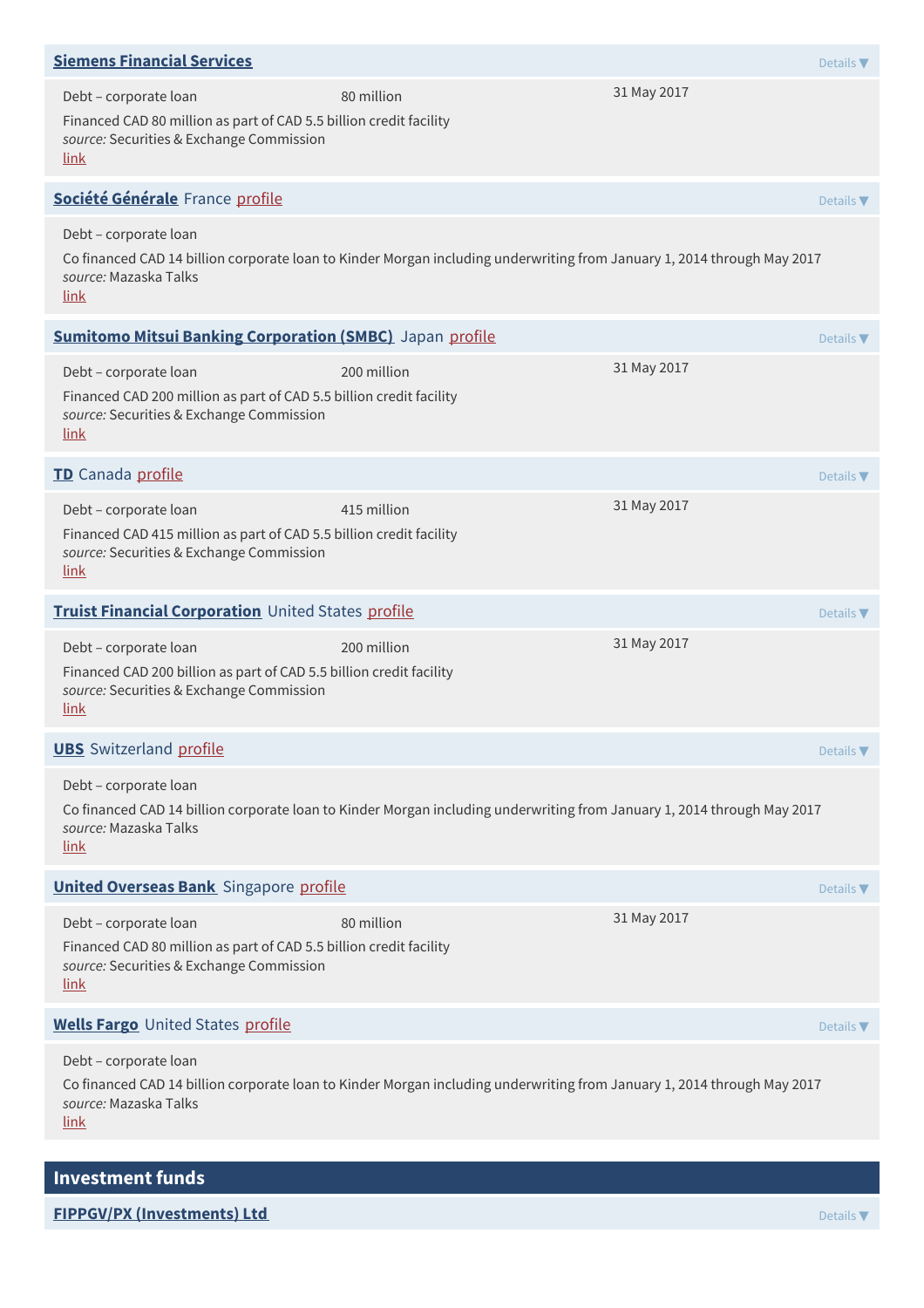### Siemens Financial Services

Details ▼

Debt – corporate loan | 80 million | 31 May 2017

Financed CAD 80 million as part of CAD 5.5 billion credit facility
*source:* Securities & Exchange Commission
link

### Société Générale France profile

Details ▼

Debt – corporate loan

Co financed CAD 14 billion corporate loan to Kinder Morgan including underwriting from January 1, 2014 through May 2017
*source:* Mazaska Talks
link

### Sumitomo Mitsui Banking Corporation (SMBC) Japan profile

Details ▼

Debt – corporate loan | 200 million | 31 May 2017

Financed CAD 200 million as part of CAD 5.5 billion credit facility
*source:* Securities & Exchange Commission
link

### TD Canada profile

Details ▼

Debt – corporate loan | 415 million | 31 May 2017

Financed CAD 415 million as part of CAD 5.5 billion credit facility
*source:* Securities & Exchange Commission
link

### Truist Financial Corporation United States profile

Details ▼

Debt – corporate loan | 200 million | 31 May 2017

Financed CAD 200 billion as part of CAD 5.5 billion credit facility
*source:* Securities & Exchange Commission
link

### UBS Switzerland profile

Details ▼

Debt – corporate loan

Co financed CAD 14 billion corporate loan to Kinder Morgan including underwriting from January 1, 2014 through May 2017
*source:* Mazaska Talks
link

### United Overseas Bank Singapore profile

Details ▼

Debt – corporate loan | 80 million | 31 May 2017

Financed CAD 80 million as part of CAD 5.5 billion credit facility
*source:* Securities & Exchange Commission
link

### Wells Fargo United States profile

Details ▼

Debt – corporate loan

Co financed CAD 14 billion corporate loan to Kinder Morgan including underwriting from January 1, 2014 through May 2017
*source:* Mazaska Talks
link

## Investment funds

### FIPPGV/PX (Investments) Ltd

Details ▼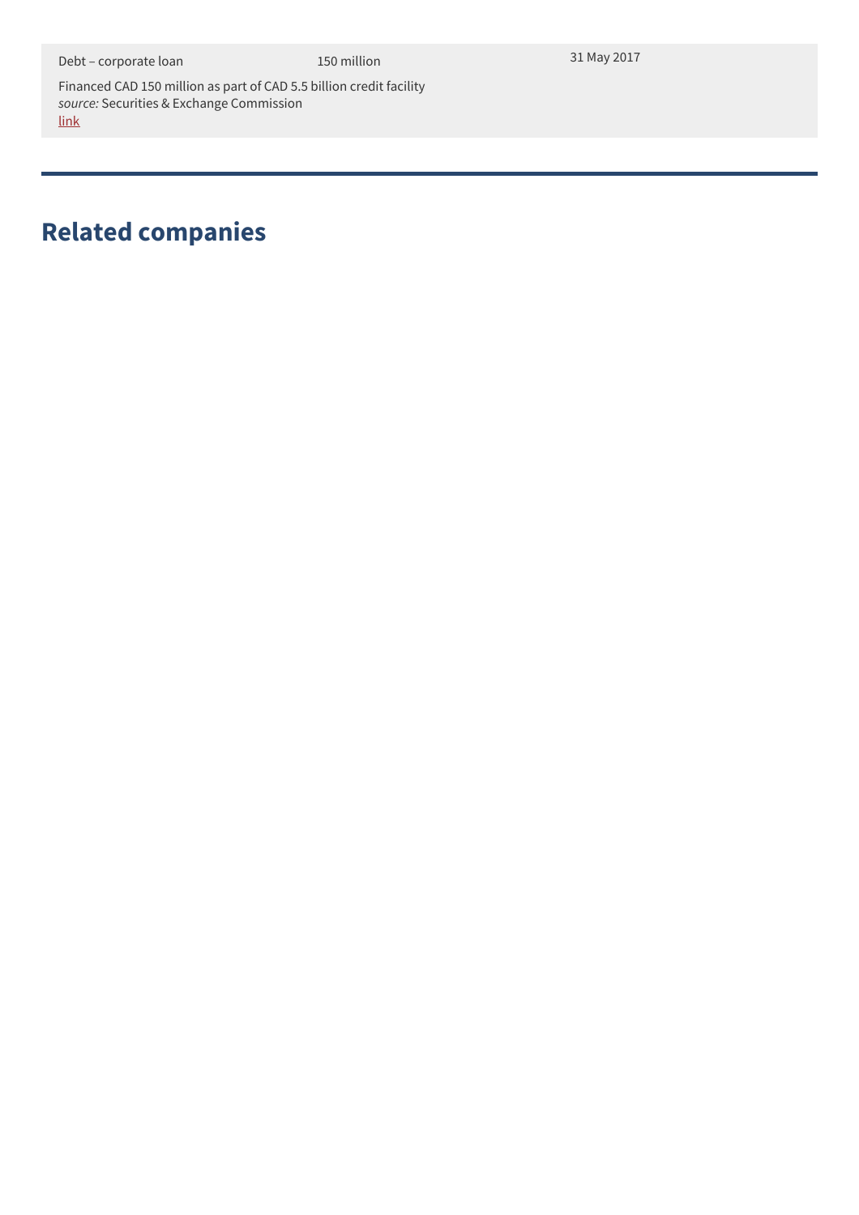| | | |
|---|---|---|
| Debt – corporate loan | 150 million | 31 May 2017 |

Financed CAD 150 million as part of CAD 5.5 billion credit facility
*source:* Securities & Exchange Commission
link

## Related companies